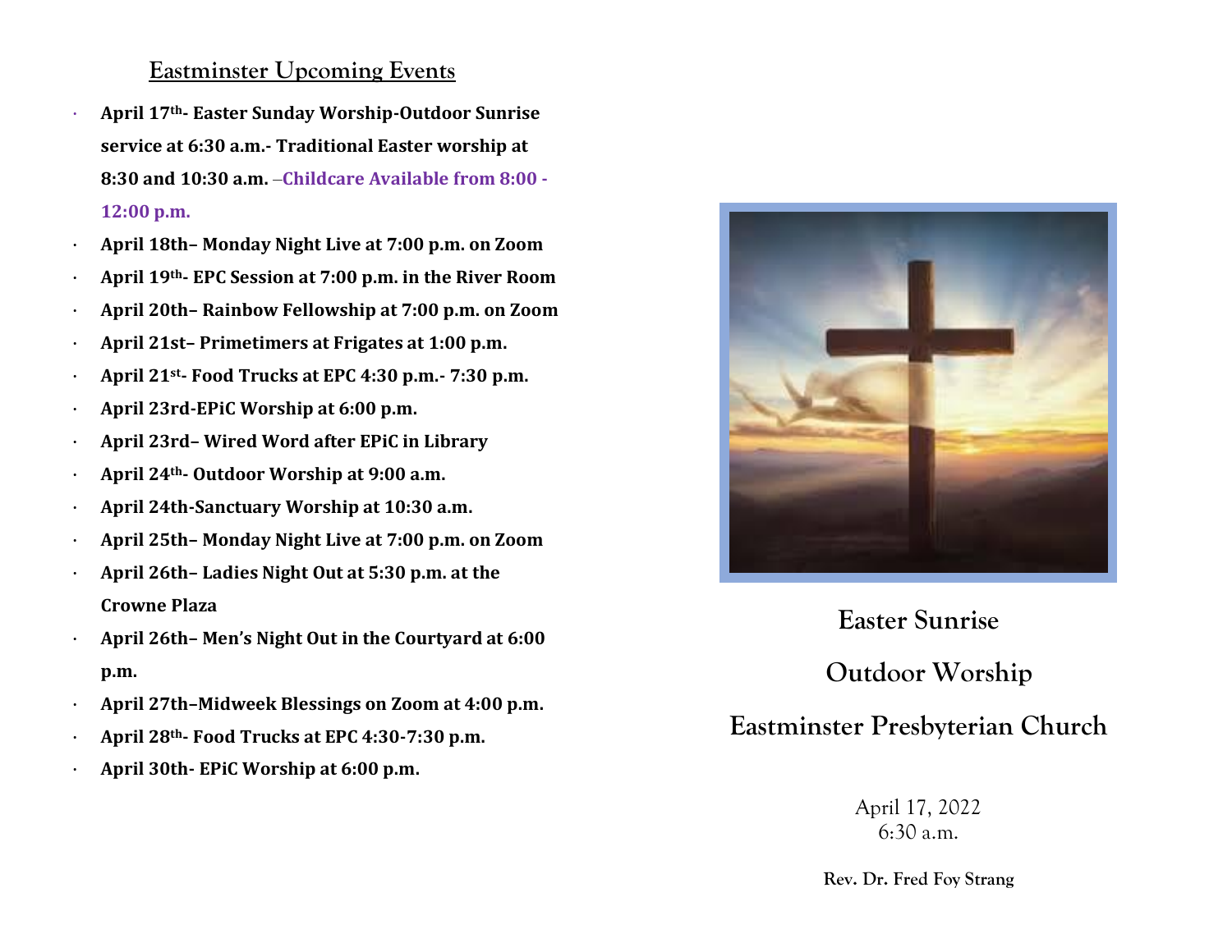## Eastminster Upcoming Events

- **April 17th- Easter Sunday Worship-Outdoor Sunrise service at 6:30 a.m.- Traditional Easter worship at 8:30 and 10:30 a.m.** –**Childcare Available from 8:00 - 12:00 p.m.**
- **April 18th– Monday Night Live at 7:00 p.m. on Zoom**
- **April 19th- EPC Session at 7:00 p.m. in the River Room**
- **April 20th– Rainbow Fellowship at 7:00 p.m. on Zoom**
- **April 21st– Primetimers at Frigates at 1:00 p.m.**
- **April 21st- Food Trucks at EPC 4:30 p.m.- 7:30 p.m.**
- **April 23rd-EPiC Worship at 6:00 p.m.**
- **April 23rd– Wired Word after EPiC in Library**
- **April 24th- Outdoor Worship at 9:00 a.m.**
- **April 24th-Sanctuary Worship at 10:30 a.m.**
- **April 25th– Monday Night Live at 7:00 p.m. on Zoom**
- **April 26th– Ladies Night Out at 5:30 p.m. at the Crowne Plaza**
- **April 26th– Men's Night Out in the Courtyard at 6:00 p.m.**
- **April 27th–Midweek Blessings on Zoom at 4:00 p.m.**
- **April 28th- Food Trucks at EPC 4:30-7:30 p.m.**
- **April 30th- EPiC Worship at 6:00 p.m.**

# Easter Sunrise

# Outdoor Worship

# Eastminster Presbyterian Church

April 17, 2022
6:30 a.m.

**Rev. Dr. Fred Foy Strang**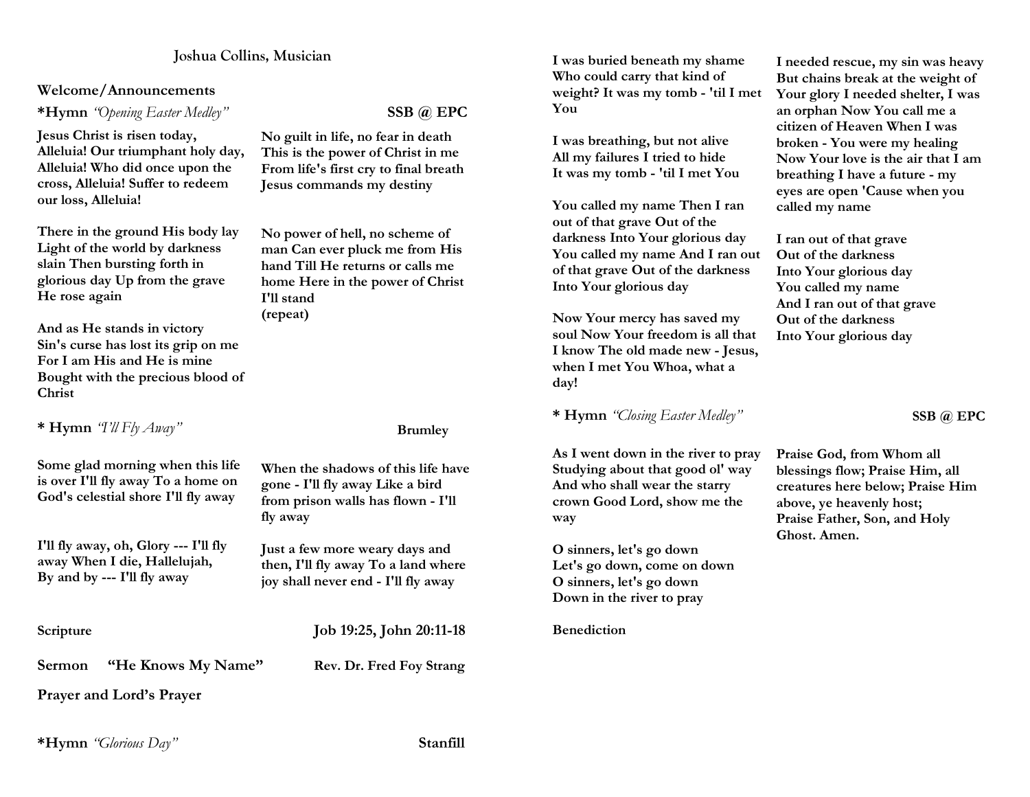Joshua Collins, Musician

**Welcome/Announcements**

**\*Hymn** *"Opening Easter Medley"* **SSB @ EPC**

**Jesus Christ is risen today, Alleluia! Our triumphant holy day, Alleluia! Who did once upon the cross, Alleluia! Suffer to redeem our loss, Alleluia!**

**There in the ground His body lay Light of the world by darkness slain Then bursting forth in glorious day Up from the grave He rose again**

**And as He stands in victory Sin's curse has lost its grip on me For I am His and He is mine Bought with the precious blood of Christ**

**No guilt in life, no fear in death This is the power of Christ in me From life's first cry to final breath Jesus commands my destiny**

**No power of hell, no scheme of man Can ever pluck me from His hand Till He returns or calls me home Here in the power of Christ I'll stand (repeat)**

**\* Hymn** *"I'll Fly Away"* **Brumley**

**Some glad morning when this life is over I'll fly away To a home on God's celestial shore I'll fly away**

**I'll fly away, oh, Glory --- I'll fly away When I die, Hallelujah, By and by --- I'll fly away**

**When the shadows of this life have gone - I'll fly away Like a bird from prison walls has flown - I'll fly away**

**Just a few more weary days and then, I'll fly away To a land where joy shall never end - I'll fly away**

**Scripture** **Job 19:25, John 20:11-18**

**Sermon "He Knows My Name"** **Rev. Dr. Fred Foy Strang**

**Prayer and Lord's Prayer**

**\*Hymn** *"Glorious Day"* **Stanfill**

**I was buried beneath my shame Who could carry that kind of weight? It was my tomb - 'til I met You**

**I was breathing, but not alive All my failures I tried to hide It was my tomb - 'til I met You**

**You called my name Then I ran out of that grave Out of the darkness Into Your glorious day You called my name And I ran out of that grave Out of the darkness Into Your glorious day**

**Now Your mercy has saved my soul Now Your freedom is all that I know The old made new - Jesus, when I met You Whoa, what a day!**

**I needed rescue, my sin was heavy But chains break at the weight of Your glory I needed shelter, I was an orphan Now You call me a citizen of Heaven When I was broken - You were my healing Now Your love is the air that I am breathing I have a future - my eyes are open 'Cause when you called my name**

**I ran out of that grave**
**Out of the darkness**
**Into Your glorious day**
**You called my name**
**And I ran out of that grave**
**Out of the darkness**
**Into Your glorious day**

**\* Hymn** *"Closing Easter Medley"* **SSB @ EPC**

**As I went down in the river to pray Studying about that good ol' way And who shall wear the starry crown Good Lord, show me the way**

**O sinners, let's go down**
**Let's go down, come on down**
**O sinners, let's go down**
**Down in the river to pray**

**Praise God, from Whom all blessings flow; Praise Him, all creatures here below; Praise Him above, ye heavenly host;**
**Praise Father, Son, and Holy Ghost. Amen.**

**Benediction**